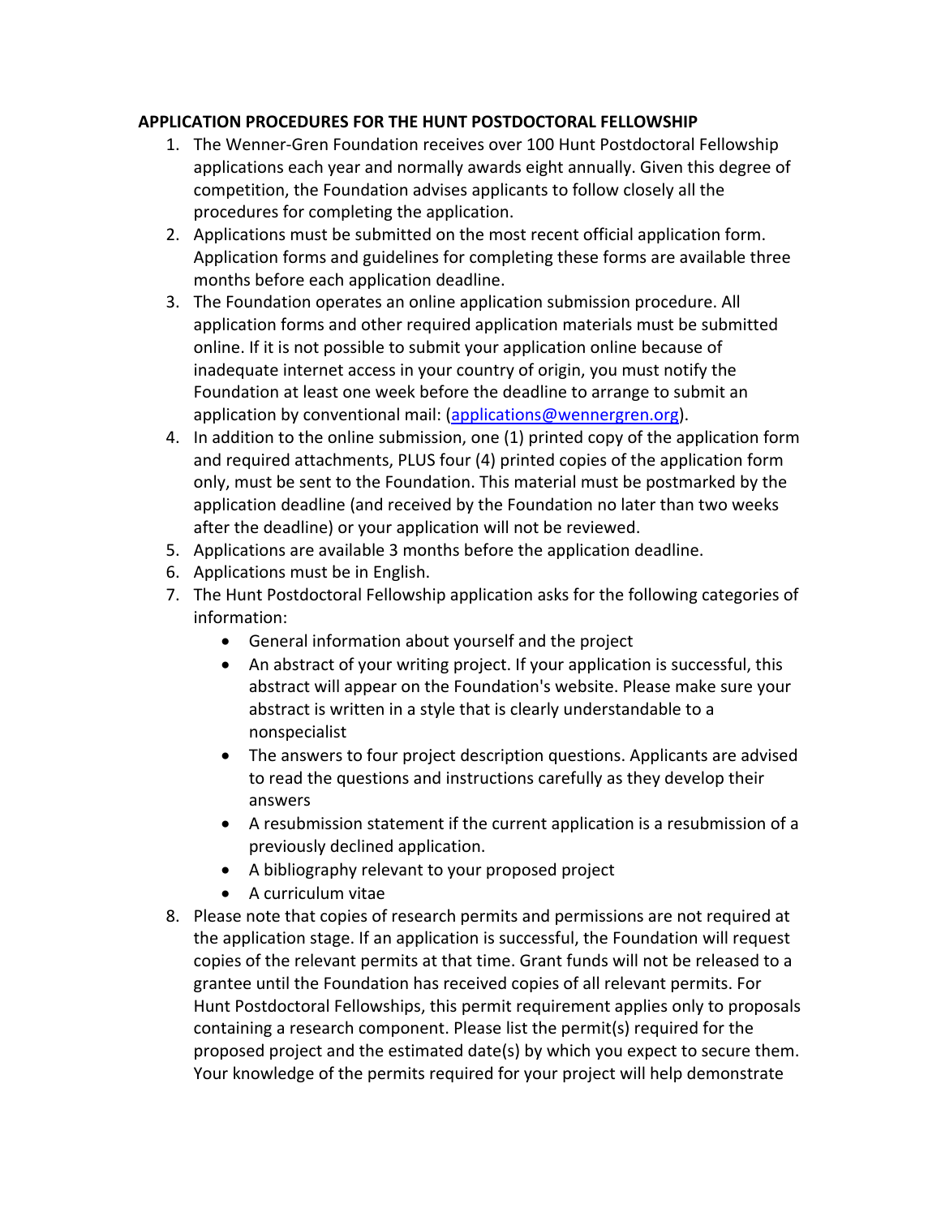**APPLICATION PROCEDURES FOR THE HUNT POSTDOCTORAL FELLOWSHIP**

1. The Wenner-Gren Foundation receives over 100 Hunt Postdoctoral Fellowship applications each year and normally awards eight annually. Given this degree of competition, the Foundation advises applicants to follow closely all the procedures for completing the application.
2. Applications must be submitted on the most recent official application form. Application forms and guidelines for completing these forms are available three months before each application deadline.
3. The Foundation operates an online application submission procedure. All application forms and other required application materials must be submitted online. If it is not possible to submit your application online because of inadequate internet access in your country of origin, you must notify the Foundation at least one week before the deadline to arrange to submit an application by conventional mail: (applications@wennergren.org).
4. In addition to the online submission, one (1) printed copy of the application form and required attachments, PLUS four (4) printed copies of the application form only, must be sent to the Foundation. This material must be postmarked by the application deadline (and received by the Foundation no later than two weeks after the deadline) or your application will not be reviewed.
5. Applications are available 3 months before the application deadline.
6. Applications must be in English.
7. The Hunt Postdoctoral Fellowship application asks for the following categories of information:
   - General information about yourself and the project
   - An abstract of your writing project. If your application is successful, this abstract will appear on the Foundation's website. Please make sure your abstract is written in a style that is clearly understandable to a nonspecialist
   - The answers to four project description questions. Applicants are advised to read the questions and instructions carefully as they develop their answers
   - A resubmission statement if the current application is a resubmission of a previously declined application.
   - A bibliography relevant to your proposed project
   - A curriculum vitae
8. Please note that copies of research permits and permissions are not required at the application stage. If an application is successful, the Foundation will request copies of the relevant permits at that time. Grant funds will not be released to a grantee until the Foundation has received copies of all relevant permits. For Hunt Postdoctoral Fellowships, this permit requirement applies only to proposals containing a research component. Please list the permit(s) required for the proposed project and the estimated date(s) by which you expect to secure them. Your knowledge of the permits required for your project will help demonstrate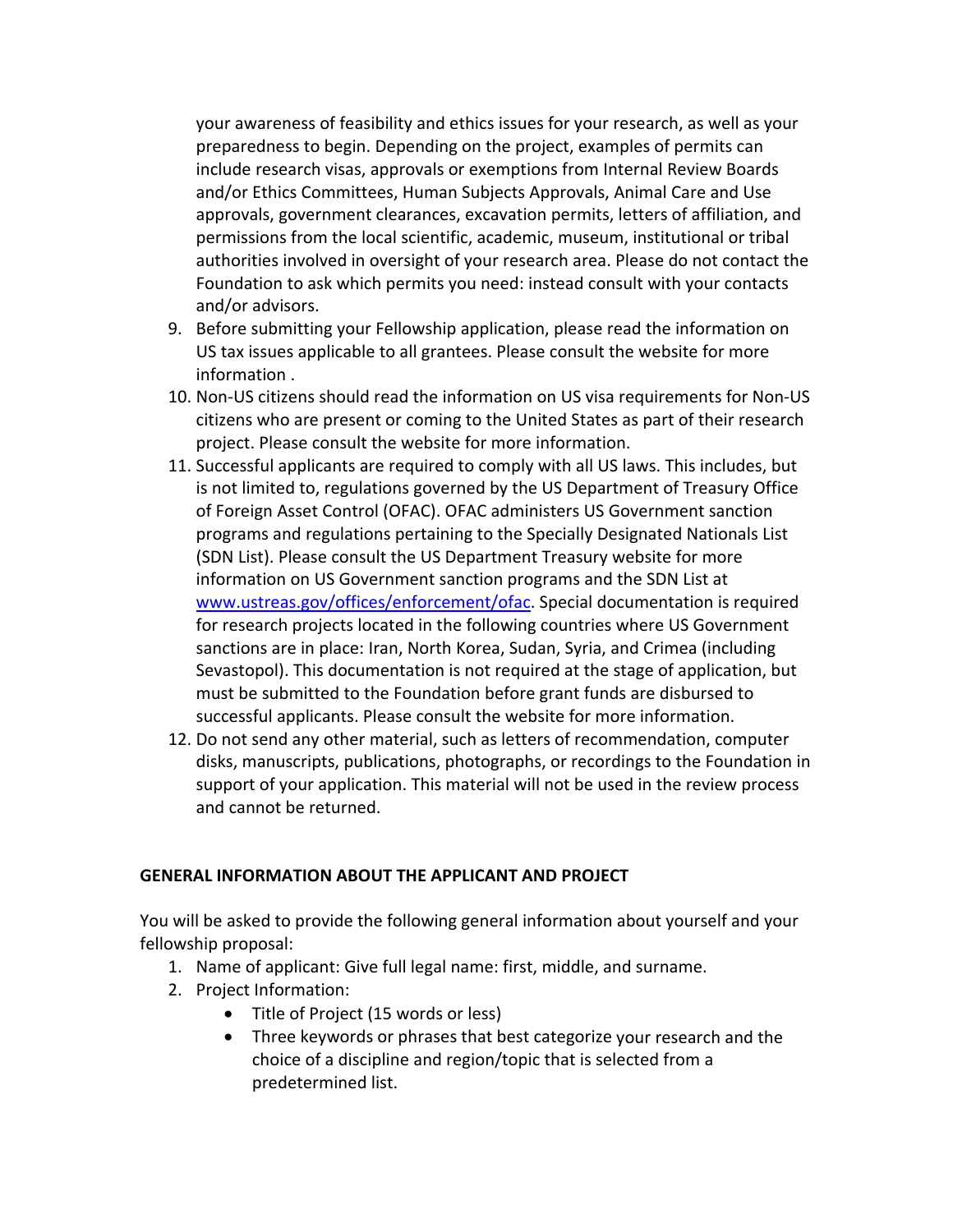your awareness of feasibility and ethics issues for your research, as well as your preparedness to begin. Depending on the project, examples of permits can include research visas, approvals or exemptions from Internal Review Boards and/or Ethics Committees, Human Subjects Approvals, Animal Care and Use approvals, government clearances, excavation permits, letters of affiliation, and permissions from the local scientific, academic, museum, institutional or tribal authorities involved in oversight of your research area. Please do not contact the Foundation to ask which permits you need: instead consult with your contacts and/or advisors.

9. Before submitting your Fellowship application, please read the information on US tax issues applicable to all grantees. Please consult the website for more information .
10. Non-US citizens should read the information on US visa requirements for Non-US citizens who are present or coming to the United States as part of their research project. Please consult the website for more information.
11. Successful applicants are required to comply with all US laws. This includes, but is not limited to, regulations governed by the US Department of Treasury Office of Foreign Asset Control (OFAC). OFAC administers US Government sanction programs and regulations pertaining to the Specially Designated Nationals List (SDN List). Please consult the US Department Treasury website for more information on US Government sanction programs and the SDN List at [www.ustreas.gov/offices/enforcement/ofac](www.ustreas.gov/offices/enforcement/ofac). Special documentation is required for research projects located in the following countries where US Government sanctions are in place: Iran, North Korea, Sudan, Syria, and Crimea (including Sevastopol). This documentation is not required at the stage of application, but must be submitted to the Foundation before grant funds are disbursed to successful applicants. Please consult the website for more information.
12. Do not send any other material, such as letters of recommendation, computer disks, manuscripts, publications, photographs, or recordings to the Foundation in support of your application. This material will not be used in the review process and cannot be returned.

**GENERAL INFORMATION ABOUT THE APPLICANT AND PROJECT**

You will be asked to provide the following general information about yourself and your fellowship proposal:

1. Name of applicant: Give full legal name: first, middle, and surname.
2. Project Information:
   - Title of Project (15 words or less)
   - Three keywords or phrases that best categorize your research and the choice of a discipline and region/topic that is selected from a predetermined list.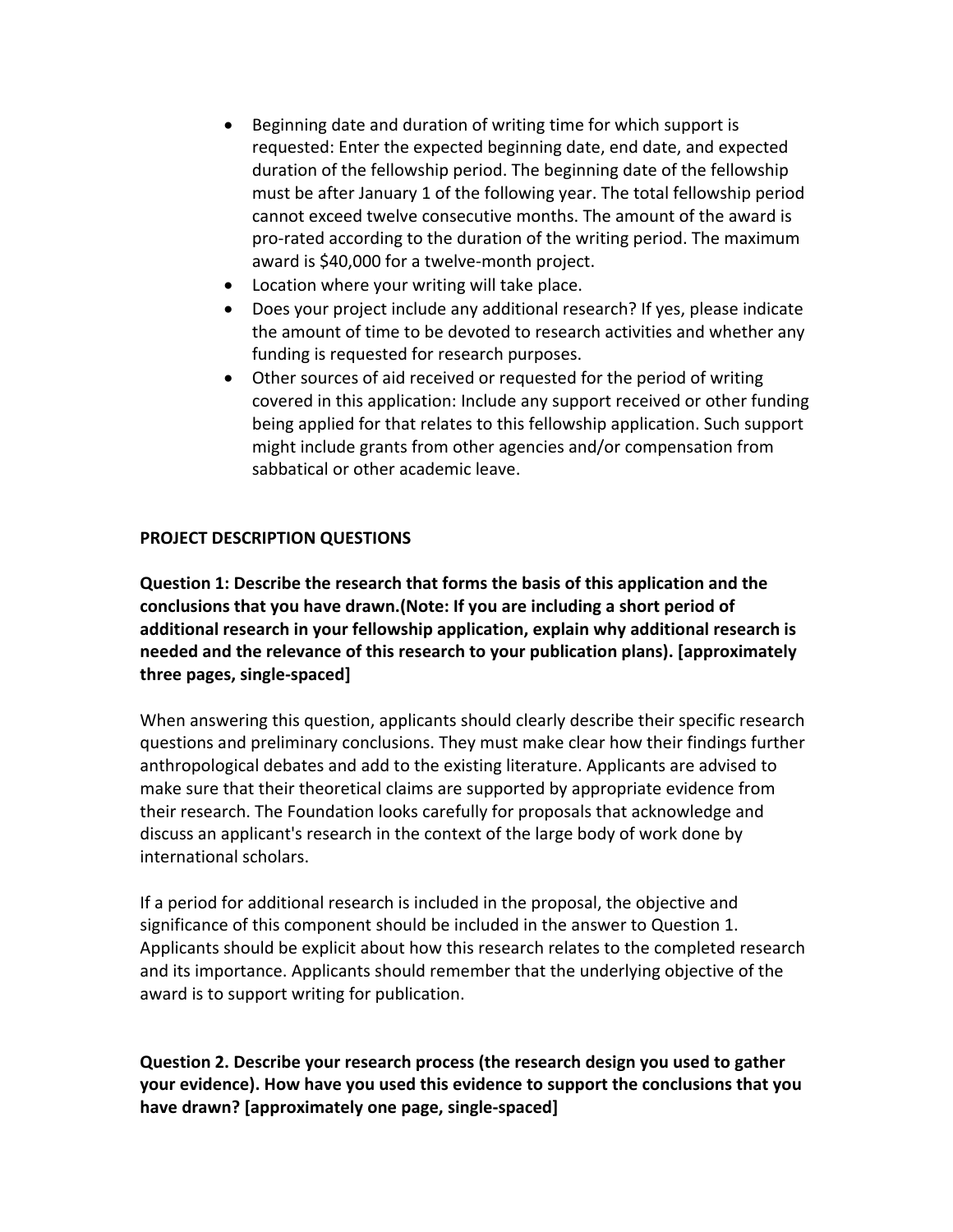- Beginning date and duration of writing time for which support is requested: Enter the expected beginning date, end date, and expected duration of the fellowship period. The beginning date of the fellowship must be after January 1 of the following year. The total fellowship period cannot exceed twelve consecutive months. The amount of the award is pro-rated according to the duration of the writing period. The maximum award is $40,000 for a twelve-month project.
- Location where your writing will take place.
- Does your project include any additional research? If yes, please indicate the amount of time to be devoted to research activities and whether any funding is requested for research purposes.
- Other sources of aid received or requested for the period of writing covered in this application: Include any support received or other funding being applied for that relates to this fellowship application. Such support might include grants from other agencies and/or compensation from sabbatical or other academic leave.

**PROJECT DESCRIPTION QUESTIONS**

**Question 1: Describe the research that forms the basis of this application and the conclusions that you have drawn.(Note: If you are including a short period of additional research in your fellowship application, explain why additional research is needed and the relevance of this research to your publication plans). [approximately three pages, single-spaced]**

When answering this question, applicants should clearly describe their specific research questions and preliminary conclusions. They must make clear how their findings further anthropological debates and add to the existing literature. Applicants are advised to make sure that their theoretical claims are supported by appropriate evidence from their research. The Foundation looks carefully for proposals that acknowledge and discuss an applicant's research in the context of the large body of work done by international scholars.

If a period for additional research is included in the proposal, the objective and significance of this component should be included in the answer to Question 1. Applicants should be explicit about how this research relates to the completed research and its importance. Applicants should remember that the underlying objective of the award is to support writing for publication.

**Question 2. Describe your research process (the research design you used to gather your evidence). How have you used this evidence to support the conclusions that you have drawn? [approximately one page, single-spaced]**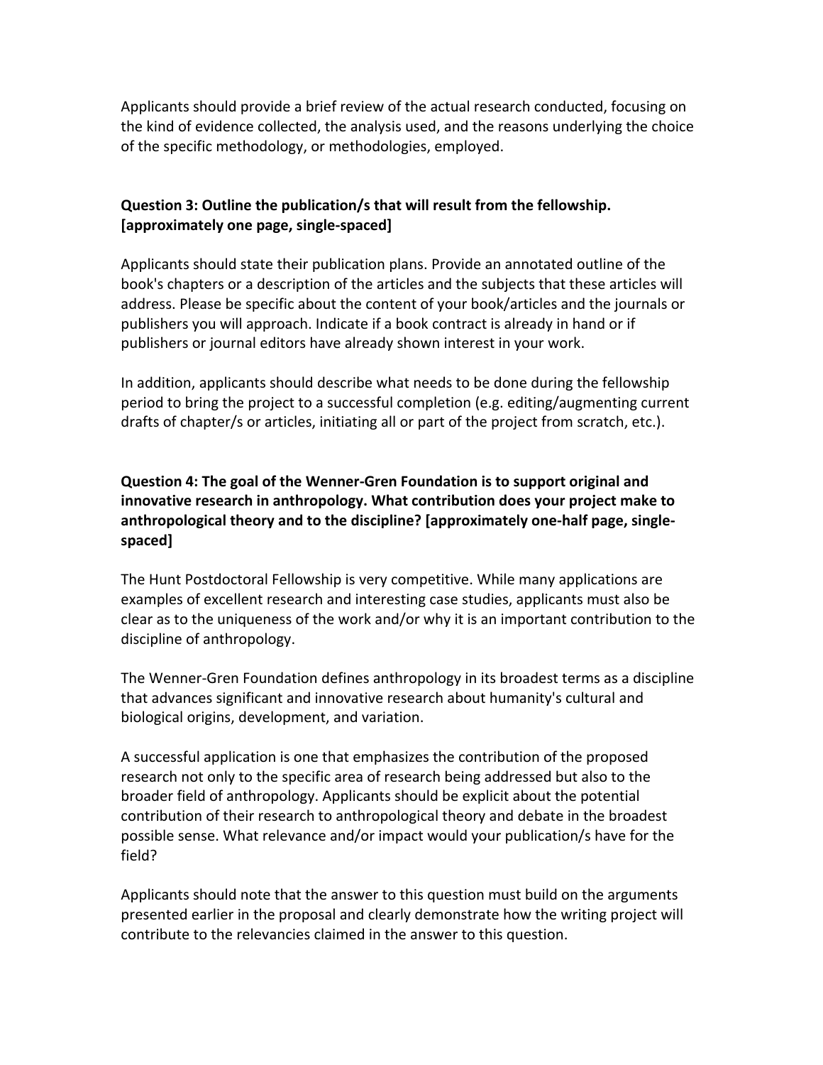Applicants should provide a brief review of the actual research conducted, focusing on the kind of evidence collected, the analysis used, and the reasons underlying the choice of the specific methodology, or methodologies, employed.

**Question 3: Outline the publication/s that will result from the fellowship. [approximately one page, single-spaced]**

Applicants should state their publication plans. Provide an annotated outline of the book's chapters or a description of the articles and the subjects that these articles will address. Please be specific about the content of your book/articles and the journals or publishers you will approach. Indicate if a book contract is already in hand or if publishers or journal editors have already shown interest in your work.

In addition, applicants should describe what needs to be done during the fellowship period to bring the project to a successful completion (e.g. editing/augmenting current drafts of chapter/s or articles, initiating all or part of the project from scratch, etc.).

**Question 4: The goal of the Wenner-Gren Foundation is to support original and innovative research in anthropology. What contribution does your project make to anthropological theory and to the discipline? [approximately one-half page, single-spaced]**

The Hunt Postdoctoral Fellowship is very competitive. While many applications are examples of excellent research and interesting case studies, applicants must also be clear as to the uniqueness of the work and/or why it is an important contribution to the discipline of anthropology.

The Wenner-Gren Foundation defines anthropology in its broadest terms as a discipline that advances significant and innovative research about humanity's cultural and biological origins, development, and variation.

A successful application is one that emphasizes the contribution of the proposed research not only to the specific area of research being addressed but also to the broader field of anthropology. Applicants should be explicit about the potential contribution of their research to anthropological theory and debate in the broadest possible sense. What relevance and/or impact would your publication/s have for the field?

Applicants should note that the answer to this question must build on the arguments presented earlier in the proposal and clearly demonstrate how the writing project will contribute to the relevancies claimed in the answer to this question.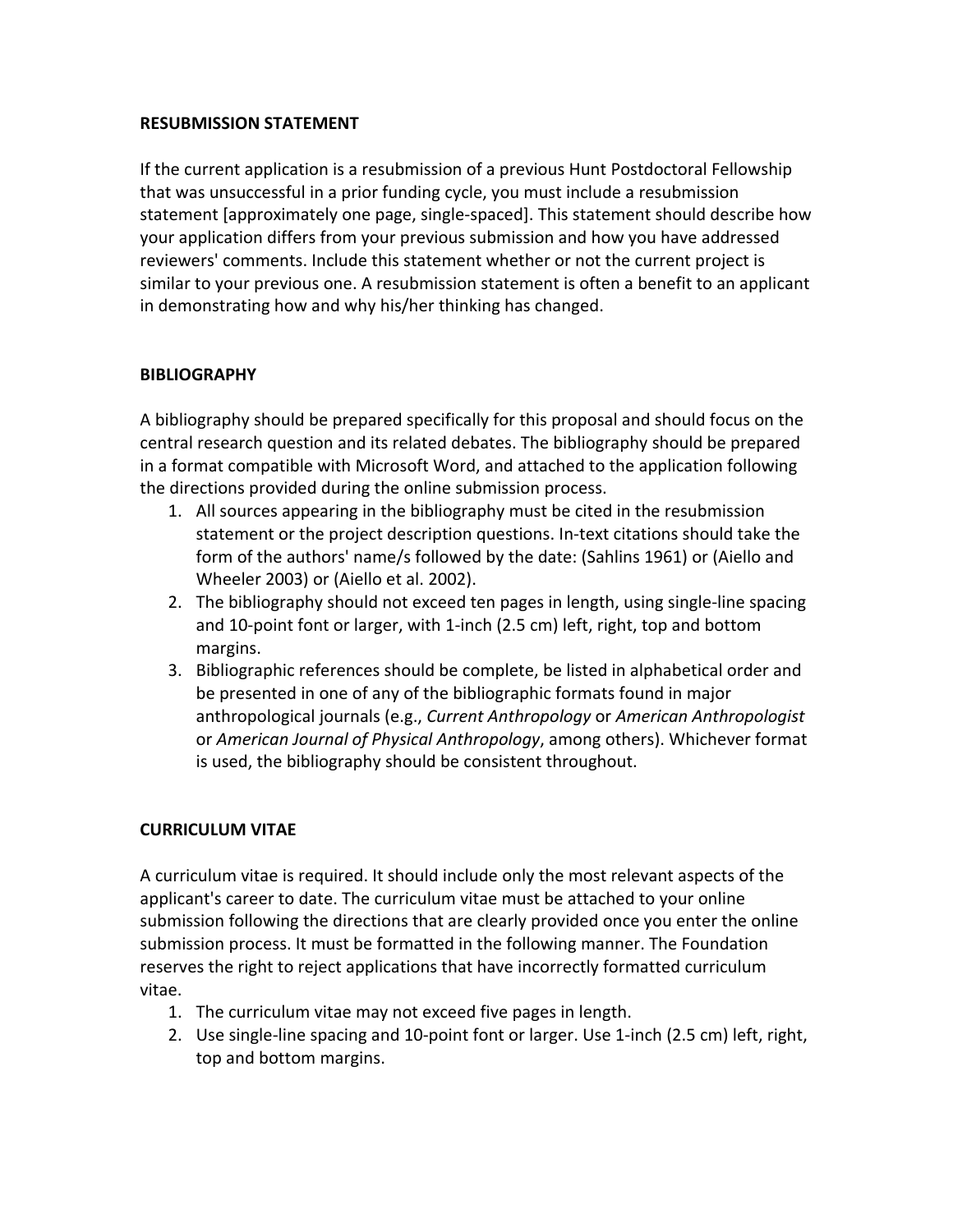**RESUBMISSION STATEMENT**

If the current application is a resubmission of a previous Hunt Postdoctoral Fellowship that was unsuccessful in a prior funding cycle, you must include a resubmission statement [approximately one page, single-spaced]. This statement should describe how your application differs from your previous submission and how you have addressed reviewers' comments. Include this statement whether or not the current project is similar to your previous one. A resubmission statement is often a benefit to an applicant in demonstrating how and why his/her thinking has changed.

**BIBLIOGRAPHY**

A bibliography should be prepared specifically for this proposal and should focus on the central research question and its related debates. The bibliography should be prepared in a format compatible with Microsoft Word, and attached to the application following the directions provided during the online submission process.

1. All sources appearing in the bibliography must be cited in the resubmission statement or the project description questions. In-text citations should take the form of the authors' name/s followed by the date: (Sahlins 1961) or (Aiello and Wheeler 2003) or (Aiello et al. 2002).
2. The bibliography should not exceed ten pages in length, using single-line spacing and 10-point font or larger, with 1-inch (2.5 cm) left, right, top and bottom margins.
3. Bibliographic references should be complete, be listed in alphabetical order and be presented in one of any of the bibliographic formats found in major anthropological journals (e.g., *Current Anthropology* or *American Anthropologist* or *American Journal of Physical Anthropology*, among others). Whichever format is used, the bibliography should be consistent throughout.

**CURRICULUM VITAE**

A curriculum vitae is required. It should include only the most relevant aspects of the applicant's career to date. The curriculum vitae must be attached to your online submission following the directions that are clearly provided once you enter the online submission process. It must be formatted in the following manner. The Foundation reserves the right to reject applications that have incorrectly formatted curriculum vitae.

1. The curriculum vitae may not exceed five pages in length.
2. Use single-line spacing and 10-point font or larger. Use 1-inch (2.5 cm) left, right, top and bottom margins.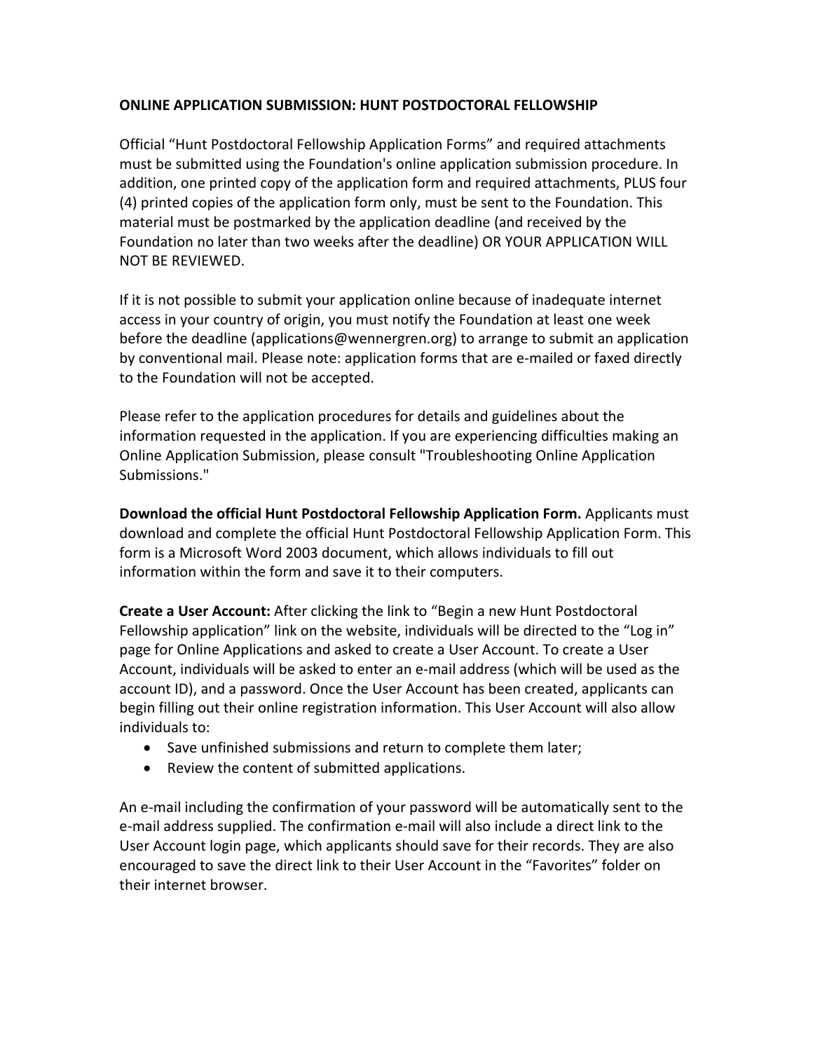## ONLINE APPLICATION SUBMISSION: HUNT POSTDOCTORAL FELLOWSHIP

Official "Hunt Postdoctoral Fellowship Application Forms" and required attachments must be submitted using the Foundation's online application submission procedure. In addition, one printed copy of the application form and required attachments, PLUS four (4) printed copies of the application form only, must be sent to the Foundation. This material must be postmarked by the application deadline (and received by the Foundation no later than two weeks after the deadline) OR YOUR APPLICATION WILL NOT BE REVIEWED.

If it is not possible to submit your application online because of inadequate internet access in your country of origin, you must notify the Foundation at least one week before the deadline (applications@wennergren.org) to arrange to submit an application by conventional mail. Please note: application forms that are e-mailed or faxed directly to the Foundation will not be accepted.

Please refer to the application procedures for details and guidelines about the information requested in the application. If you are experiencing difficulties making an Online Application Submission, please consult "Troubleshooting Online Application Submissions."

**Download the official Hunt Postdoctoral Fellowship Application Form.** Applicants must download and complete the official Hunt Postdoctoral Fellowship Application Form. This form is a Microsoft Word 2003 document, which allows individuals to fill out information within the form and save it to their computers.

**Create a User Account:** After clicking the link to "Begin a new Hunt Postdoctoral Fellowship application" link on the website, individuals will be directed to the "Log in" page for Online Applications and asked to create a User Account. To create a User Account, individuals will be asked to enter an e-mail address (which will be used as the account ID), and a password. Once the User Account has been created, applicants can begin filling out their online registration information. This User Account will also allow individuals to:

- Save unfinished submissions and return to complete them later;
- Review the content of submitted applications.

An e-mail including the confirmation of your password will be automatically sent to the e-mail address supplied. The confirmation e-mail will also include a direct link to the User Account login page, which applicants should save for their records. They are also encouraged to save the direct link to their User Account in the "Favorites" folder on their internet browser.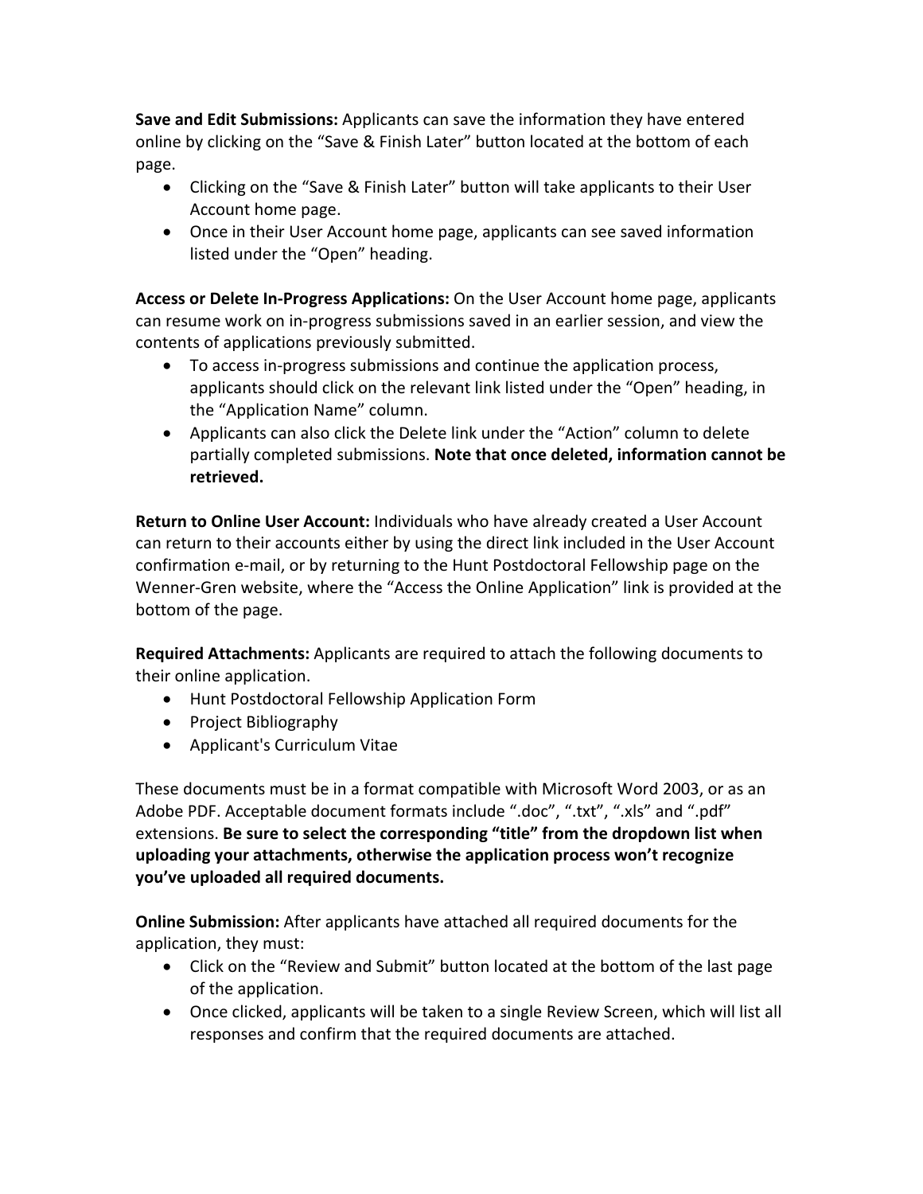**Save and Edit Submissions:** Applicants can save the information they have entered online by clicking on the "Save & Finish Later" button located at the bottom of each page.

- Clicking on the "Save & Finish Later" button will take applicants to their User Account home page.
- Once in their User Account home page, applicants can see saved information listed under the "Open" heading.

**Access or Delete In-Progress Applications:** On the User Account home page, applicants can resume work on in-progress submissions saved in an earlier session, and view the contents of applications previously submitted.

- To access in-progress submissions and continue the application process, applicants should click on the relevant link listed under the "Open" heading, in the "Application Name" column.
- Applicants can also click the Delete link under the "Action" column to delete partially completed submissions. **Note that once deleted, information cannot be retrieved.**

**Return to Online User Account:** Individuals who have already created a User Account can return to their accounts either by using the direct link included in the User Account confirmation e-mail, or by returning to the Hunt Postdoctoral Fellowship page on the Wenner-Gren website, where the "Access the Online Application" link is provided at the bottom of the page.

**Required Attachments:** Applicants are required to attach the following documents to their online application.

- Hunt Postdoctoral Fellowship Application Form
- Project Bibliography
- Applicant's Curriculum Vitae

These documents must be in a format compatible with Microsoft Word 2003, or as an Adobe PDF. Acceptable document formats include ".doc", ".txt", ".xls" and ".pdf" extensions. **Be sure to select the corresponding "title" from the dropdown list when uploading your attachments, otherwise the application process won't recognize you've uploaded all required documents.**

**Online Submission:** After applicants have attached all required documents for the application, they must:

- Click on the "Review and Submit" button located at the bottom of the last page of the application.
- Once clicked, applicants will be taken to a single Review Screen, which will list all responses and confirm that the required documents are attached.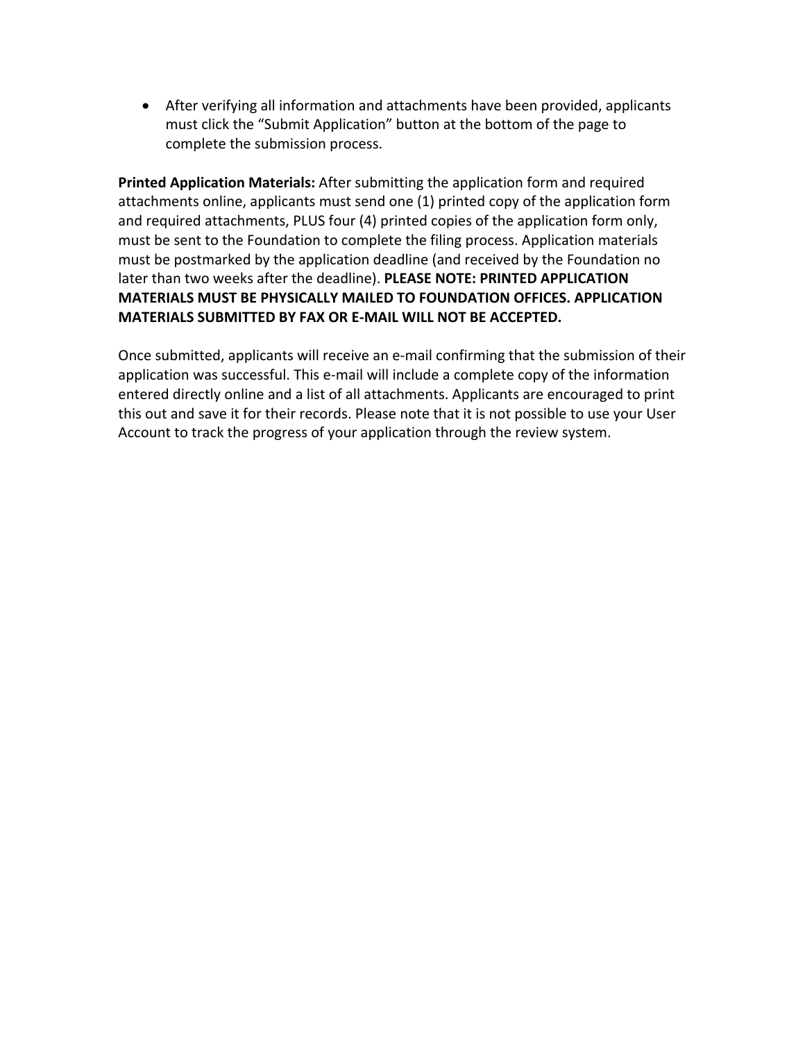- After verifying all information and attachments have been provided, applicants must click the “Submit Application” button at the bottom of the page to complete the submission process.

**Printed Application Materials:** After submitting the application form and required attachments online, applicants must send one (1) printed copy of the application form and required attachments, PLUS four (4) printed copies of the application form only, must be sent to the Foundation to complete the filing process. Application materials must be postmarked by the application deadline (and received by the Foundation no later than two weeks after the deadline). **PLEASE NOTE: PRINTED APPLICATION MATERIALS MUST BE PHYSICALLY MAILED TO FOUNDATION OFFICES. APPLICATION MATERIALS SUBMITTED BY FAX OR E-MAIL WILL NOT BE ACCEPTED.**

Once submitted, applicants will receive an e-mail confirming that the submission of their application was successful. This e-mail will include a complete copy of the information entered directly online and a list of all attachments. Applicants are encouraged to print this out and save it for their records. Please note that it is not possible to use your User Account to track the progress of your application through the review system.